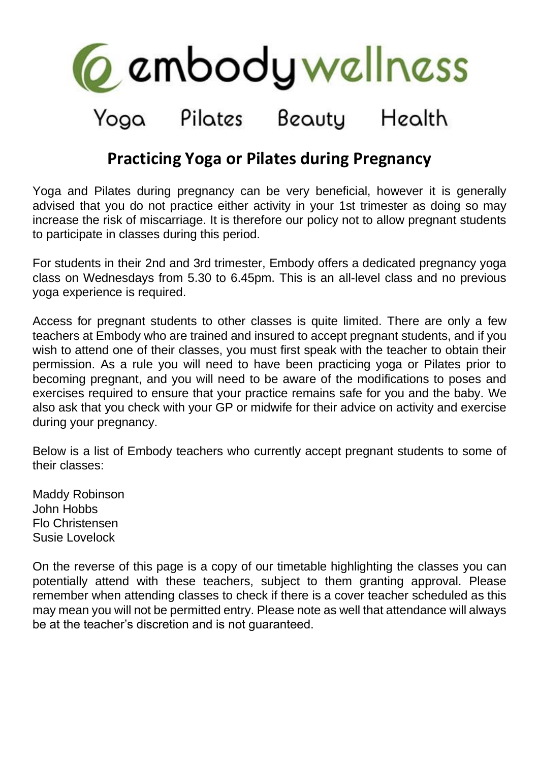embodywellness

Yoga Pilates Beauty Health

# Practicing Yoga or Pilates during Pregnancy

Yoga and Pilates during pregnancy can be very beneficial, however it is generally advised that you do not practice either activity in your 1st trimester as doing so may increase the risk of miscarriage. It is therefore our policy not to allow pregnant students to participate in classes during this period.

For students in their 2nd and 3rd trimester, Embody offers a dedicated pregnancy yoga class on Wednesdays from 5.30 to 6.45pm. This is an all-level class and no previous yoga experience is required.

Access for pregnant students to other classes is quite limited. There are only a few teachers at Embody who are trained and insured to accept pregnant students, and if you wish to attend one of their classes, you must first speak with the teacher to obtain their permission. As a rule you will need to have been practicing yoga or Pilates prior to becoming pregnant, and you will need to be aware of the modifications to poses and exercises required to ensure that your practice remains safe for you and the baby. We also ask that you check with your GP or midwife for their advice on activity and exercise during your pregnancy.

Below is a list of Embody teachers who currently accept pregnant students to some of their classes:

Maddy Robinson
John Hobbs
Flo Christensen
Susie Lovelock

On the reverse of this page is a copy of our timetable highlighting the classes you can potentially attend with these teachers, subject to them granting approval. Please remember when attending classes to check if there is a cover teacher scheduled as this may mean you will not be permitted entry. Please note as well that attendance will always be at the teacher's discretion and is not guaranteed.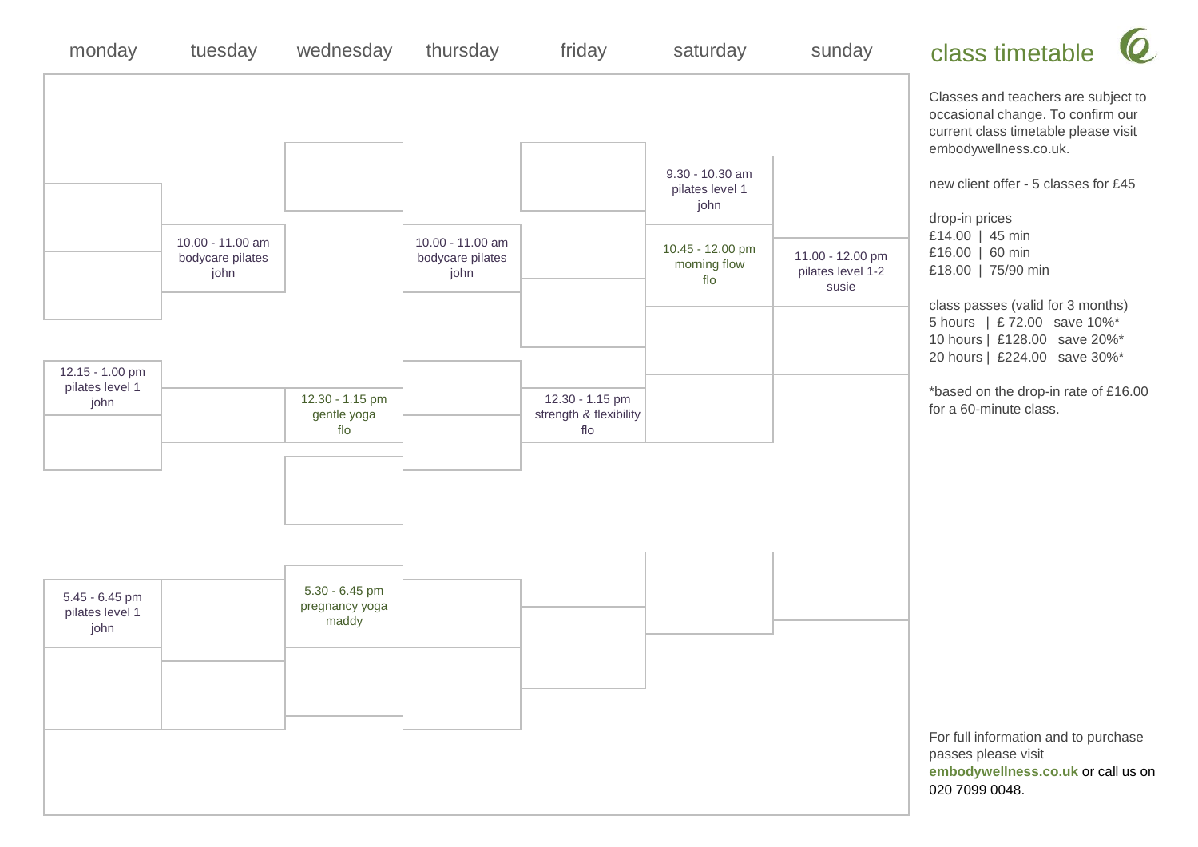# class timetable

| monday | tuesday | wednesday | thursday | friday | saturday | sunday |
|---|---|---|---|---|---|---|
| | | | | | 9.30 - 10.30 am pilates level 1 john | |
| | 10.00 - 11.00 am bodycare pilates john | | 10.00 - 11.00 am bodycare pilates john | | 10.45 - 12.00 pm morning flow flo | 11.00 - 12.00 pm pilates level 1-2 susie |
| 12.15 - 1.00 pm pilates level 1 john | | 12.30 - 1.15 pm gentle yoga flo | | 12.30 - 1.15 pm strength & flexibility flo | | |
| 5.45 - 6.45 pm pilates level 1 john | | 5.30 - 6.45 pm pregnancy yoga maddy | | | | |

Classes and teachers are subject to occasional change. To confirm our current class timetable please visit embodywellness.co.uk.

new client offer - 5 classes for £45

drop-in prices
£14.00 | 45 min
£16.00 | 60 min
£18.00 | 75/90 min

class passes (valid for 3 months)
5 hours | £ 72.00 save 10%*
10 hours | £128.00 save 20%*
20 hours | £224.00 save 30%*

*based on the drop-in rate of £16.00 for a 60-minute class.

For full information and to purchase passes please visit **embodywellness.co.uk** or call us on 020 7099 0048.